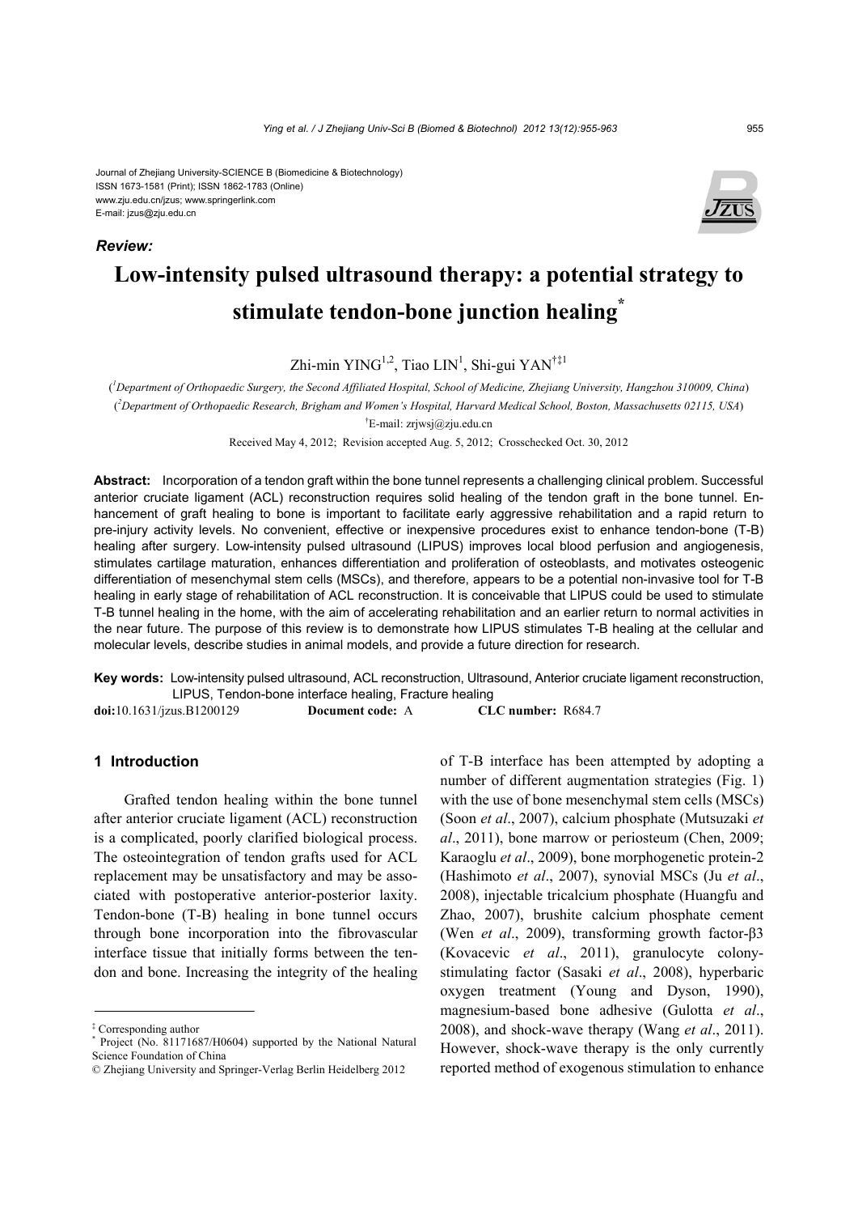Journal of Zhejiang University-SCIENCE B (Biomedicine & Biotechnology)
ISSN 1673-1581 (Print); ISSN 1862-1783 (Online)
www.zju.edu.cn/jzus; www.springerlink.com
E-mail: jzus@zju.edu.cn

***Review:***

# Low-intensity pulsed ultrasound therapy: a potential strategy to stimulate tendon-bone junction healing*

Zhi-min YING[1,2], Tiao LIN[1], Shi-gui YAN[†‡1]

([1]Department of Orthopaedic Surgery, the Second Affiliated Hospital, School of Medicine, Zhejiang University, Hangzhou 310009, China)

([2]Department of Orthopaedic Research, Brigham and Women's Hospital, Harvard Medical School, Boston, Massachusetts 02115, USA)

[†]E-mail: zrjwsj@zju.edu.cn

Received May 4, 2012; Revision accepted Aug. 5, 2012; Crosschecked Oct. 30, 2012

**Abstract:** Incorporation of a tendon graft within the bone tunnel represents a challenging clinical problem. Successful anterior cruciate ligament (ACL) reconstruction requires solid healing of the tendon graft in the bone tunnel. Enhancement of graft healing to bone is important to facilitate early aggressive rehabilitation and a rapid return to pre-injury activity levels. No convenient, effective or inexpensive procedures exist to enhance tendon-bone (T-B) healing after surgery. Low-intensity pulsed ultrasound (LIPUS) improves local blood perfusion and angiogenesis, stimulates cartilage maturation, enhances differentiation and proliferation of osteoblasts, and motivates osteogenic differentiation of mesenchymal stem cells (MSCs), and therefore, appears to be a potential non-invasive tool for T-B healing in early stage of rehabilitation of ACL reconstruction. It is conceivable that LIPUS could be used to stimulate T-B tunnel healing in the home, with the aim of accelerating rehabilitation and an earlier return to normal activities in the near future. The purpose of this review is to demonstrate how LIPUS stimulates T-B healing at the cellular and molecular levels, describe studies in animal models, and provide a future direction for research.

**Key words:** Low-intensity pulsed ultrasound, ACL reconstruction, Ultrasound, Anterior cruciate ligament reconstruction, LIPUS, Tendon-bone interface healing, Fracture healing

**doi:**10.1631/jzus.B1200129 **Document code:** A **CLC number:** R684.7

## 1 Introduction

Grafted tendon healing within the bone tunnel after anterior cruciate ligament (ACL) reconstruction is a complicated, poorly clarified biological process. The osteointegration of tendon grafts used for ACL replacement may be unsatisfactory and may be associated with postoperative anterior-posterior laxity. Tendon-bone (T-B) healing in bone tunnel occurs through bone incorporation into the fibrovascular interface tissue that initially forms between the tendon and bone. Increasing the integrity of the healing of T-B interface has been attempted by adopting a number of different augmentation strategies (Fig. 1) with the use of bone mesenchymal stem cells (MSCs) (Soon *et al*., 2007), calcium phosphate (Mutsuzaki *et al*., 2011), bone marrow or periosteum (Chen, 2009; Karaoglu *et al*., 2009), bone morphogenetic protein-2 (Hashimoto *et al*., 2007), synovial MSCs (Ju *et al*., 2008), injectable tricalcium phosphate (Huangfu and Zhao, 2007), brushite calcium phosphate cement (Wen *et al*., 2009), transforming growth factor-β3 (Kovacevic *et al*., 2011), granulocyte colony-stimulating factor (Sasaki *et al*., 2008), hyperbaric oxygen treatment (Young and Dyson, 1990), magnesium-based bone adhesive (Gulotta *et al*., 2008), and shock-wave therapy (Wang *et al*., 2011). However, shock-wave therapy is the only currently reported method of exogenous stimulation to enhance

---

[‡] Corresponding author

[*] Project (No. 81171687/H0604) supported by the National Natural Science Foundation of China

© Zhejiang University and Springer-Verlag Berlin Heidelberg 2012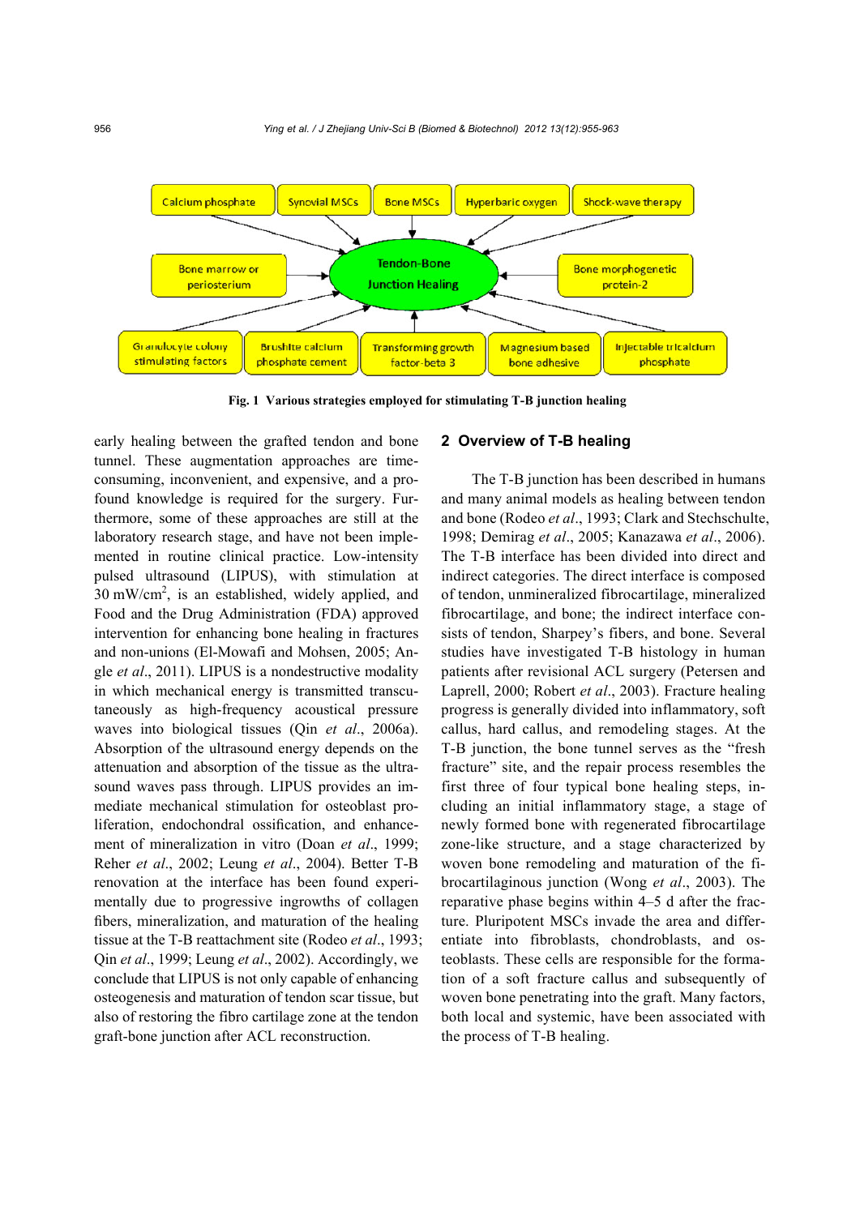Calcium phosphate | Synovial MSCs | Bone MSCs | Hyperbaric oxygen | Shock-wave therapy

Bone marrow or periosterium | Tendon-Bone Junction Healing | Bone morphogenetic protein-2

Granulocyte colony stimulating factors | Brushite calcium phosphate cement | Transforming growth factor-beta 3 | Magnesium based bone adhesive | Injectable tricalcium phosphate

**Fig. 1 Various strategies employed for stimulating T-B junction healing**

early healing between the grafted tendon and bone tunnel. These augmentation approaches are time-consuming, inconvenient, and expensive, and a profound knowledge is required for the surgery. Furthermore, some of these approaches are still at the laboratory research stage, and have not been implemented in routine clinical practice. Low-intensity pulsed ultrasound (LIPUS), with stimulation at 30 $mW/cm^2$, is an established, widely applied, and Food and the Drug Administration (FDA) approved intervention for enhancing bone healing in fractures and non-unions (El-Mowafi and Mohsen, 2005; Angle *et al*., 2011). LIPUS is a nondestructive modality in which mechanical energy is transmitted transcutaneously as high-frequency acoustical pressure waves into biological tissues (Qin *et al*., 2006a). Absorption of the ultrasound energy depends on the attenuation and absorption of the tissue as the ultrasound waves pass through. LIPUS provides an immediate mechanical stimulation for osteoblast proliferation, endochondral ossification, and enhancement of mineralization in vitro (Doan *et al*., 1999; Reher *et al*., 2002; Leung *et al*., 2004). Better T-B renovation at the interface has been found experimentally due to progressive ingrowths of collagen fibers, mineralization, and maturation of the healing tissue at the T-B reattachment site (Rodeo *et al*., 1993; Qin *et al*., 1999; Leung *et al*., 2002). Accordingly, we conclude that LIPUS is not only capable of enhancing osteogenesis and maturation of tendon scar tissue, but also of restoring the fibro cartilage zone at the tendon graft-bone junction after ACL reconstruction.

## 2 Overview of T-B healing

The T-B junction has been described in humans and many animal models as healing between tendon and bone (Rodeo *et al*., 1993; Clark and Stechschulte, 1998; Demirag *et al*., 2005; Kanazawa *et al*., 2006). The T-B interface has been divided into direct and indirect categories. The direct interface is composed of tendon, unmineralized fibrocartilage, mineralized fibrocartilage, and bone; the indirect interface consists of tendon, Sharpey's fibers, and bone. Several studies have investigated T-B histology in human patients after revisional ACL surgery (Petersen and Laprell, 2000; Robert *et al*., 2003). Fracture healing progress is generally divided into inflammatory, soft callus, hard callus, and remodeling stages. At the T-B junction, the bone tunnel serves as the "fresh fracture" site, and the repair process resembles the first three of four typical bone healing steps, including an initial inflammatory stage, a stage of newly formed bone with regenerated fibrocartilage zone-like structure, and a stage characterized by woven bone remodeling and maturation of the fibrocartilaginous junction (Wong *et al*., 2003). The reparative phase begins within 4–5 d after the fracture. Pluripotent MSCs invade the area and differentiate into fibroblasts, chondroblasts, and osteoblasts. These cells are responsible for the formation of a soft fracture callus and subsequently of woven bone penetrating into the graft. Many factors, both local and systemic, have been associated with the process of T-B healing.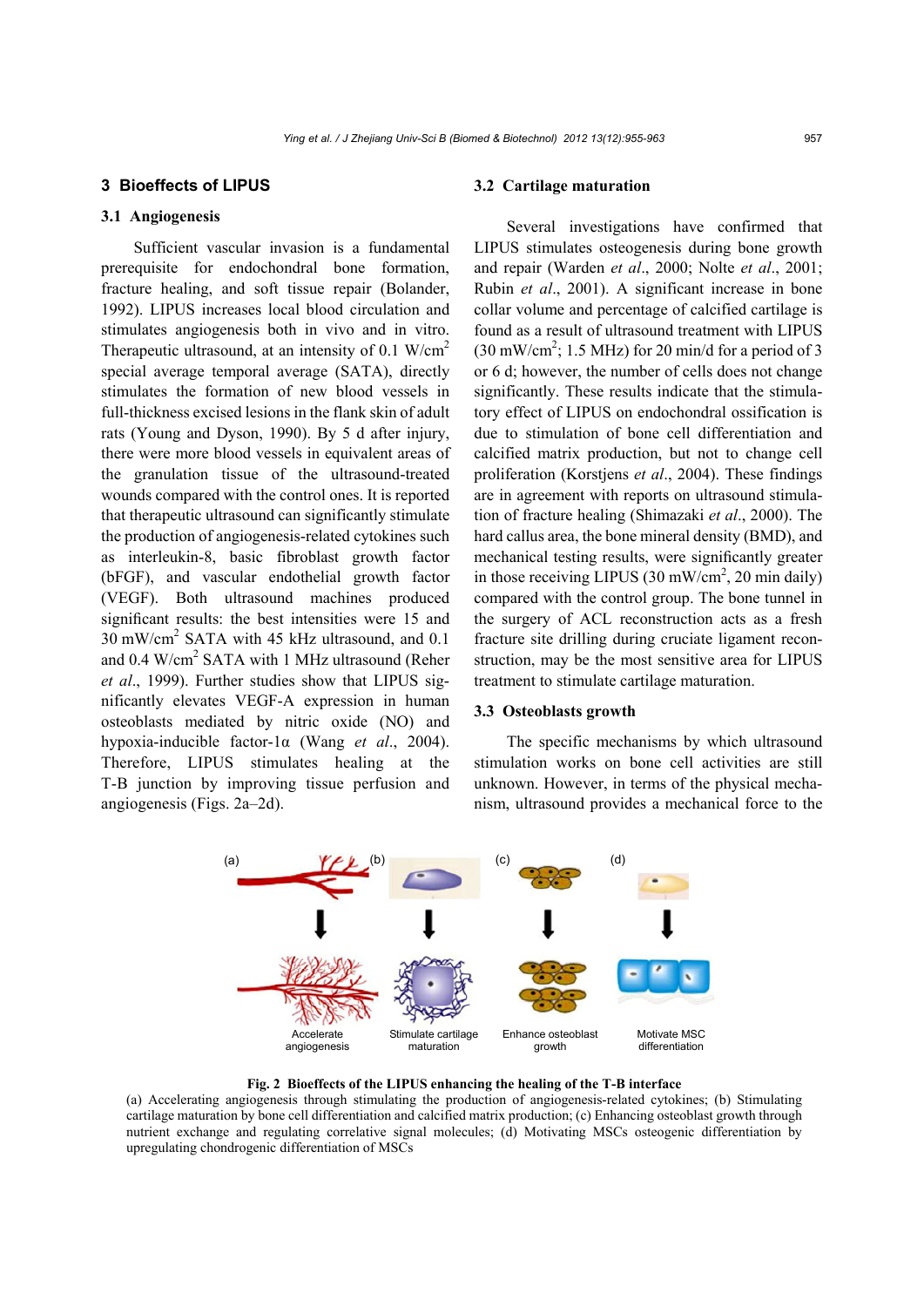## 3 Bioeffects of LIPUS

### 3.1 Angiogenesis

Sufficient vascular invasion is a fundamental prerequisite for endochondral bone formation, fracture healing, and soft tissue repair (Bolander, 1992). LIPUS increases local blood circulation and stimulates angiogenesis both in vivo and in vitro. Therapeutic ultrasound, at an intensity of 0.1 W/cm$^2$ special average temporal average (SATA), directly stimulates the formation of new blood vessels in full-thickness excised lesions in the flank skin of adult rats (Young and Dyson, 1990). By 5 d after injury, there were more blood vessels in equivalent areas of the granulation tissue of the ultrasound-treated wounds compared with the control ones. It is reported that therapeutic ultrasound can significantly stimulate the production of angiogenesis-related cytokines such as interleukin-8, basic fibroblast growth factor (bFGF), and vascular endothelial growth factor (VEGF). Both ultrasound machines produced significant results: the best intensities were 15 and 30 mW/cm$^2$ SATA with 45 kHz ultrasound, and 0.1 and 0.4 W/cm$^2$ SATA with 1 MHz ultrasound (Reher *et al*., 1999). Further studies show that LIPUS significantly elevates VEGF-A expression in human osteoblasts mediated by nitric oxide (NO) and hypoxia-inducible factor-1α (Wang *et al*., 2004). Therefore, LIPUS stimulates healing at the T-B junction by improving tissue perfusion and angiogenesis (Figs. 2a–2d).

### 3.2 Cartilage maturation

Several investigations have confirmed that LIPUS stimulates osteogenesis during bone growth and repair (Warden *et al*., 2000; Nolte *et al*., 2001; Rubin *et al*., 2001). A significant increase in bone collar volume and percentage of calcified cartilage is found as a result of ultrasound treatment with LIPUS (30 mW/cm$^2$; 1.5 MHz) for 20 min/d for a period of 3 or 6 d; however, the number of cells does not change significantly. These results indicate that the stimulatory effect of LIPUS on endochondral ossification is due to stimulation of bone cell differentiation and calcified matrix production, but not to change cell proliferation (Korstjens *et al*., 2004). These findings are in agreement with reports on ultrasound stimulation of fracture healing (Shimazaki *et al*., 2000). The hard callus area, the bone mineral density (BMD), and mechanical testing results, were significantly greater in those receiving LIPUS (30 mW/cm$^2$, 20 min daily) compared with the control group. The bone tunnel in the surgery of ACL reconstruction acts as a fresh fracture site drilling during cruciate ligament reconstruction, may be the most sensitive area for LIPUS treatment to stimulate cartilage maturation.

### 3.3 Osteoblasts growth

The specific mechanisms by which ultrasound stimulation works on bone cell activities are still unknown. However, in terms of the physical mechanism, ultrasound provides a mechanical force to the

**Fig. 2 Bioeffects of the LIPUS enhancing the healing of the T-B interface**

(a) Accelerating angiogenesis through stimulating the production of angiogenesis-related cytokines; (b) Stimulating cartilage maturation by bone cell differentiation and calcified matrix production; (c) Enhancing osteoblast growth through nutrient exchange and regulating correlative signal molecules; (d) Motivating MSCs osteogenic differentiation by upregulating chondrogenic differentiation of MSCs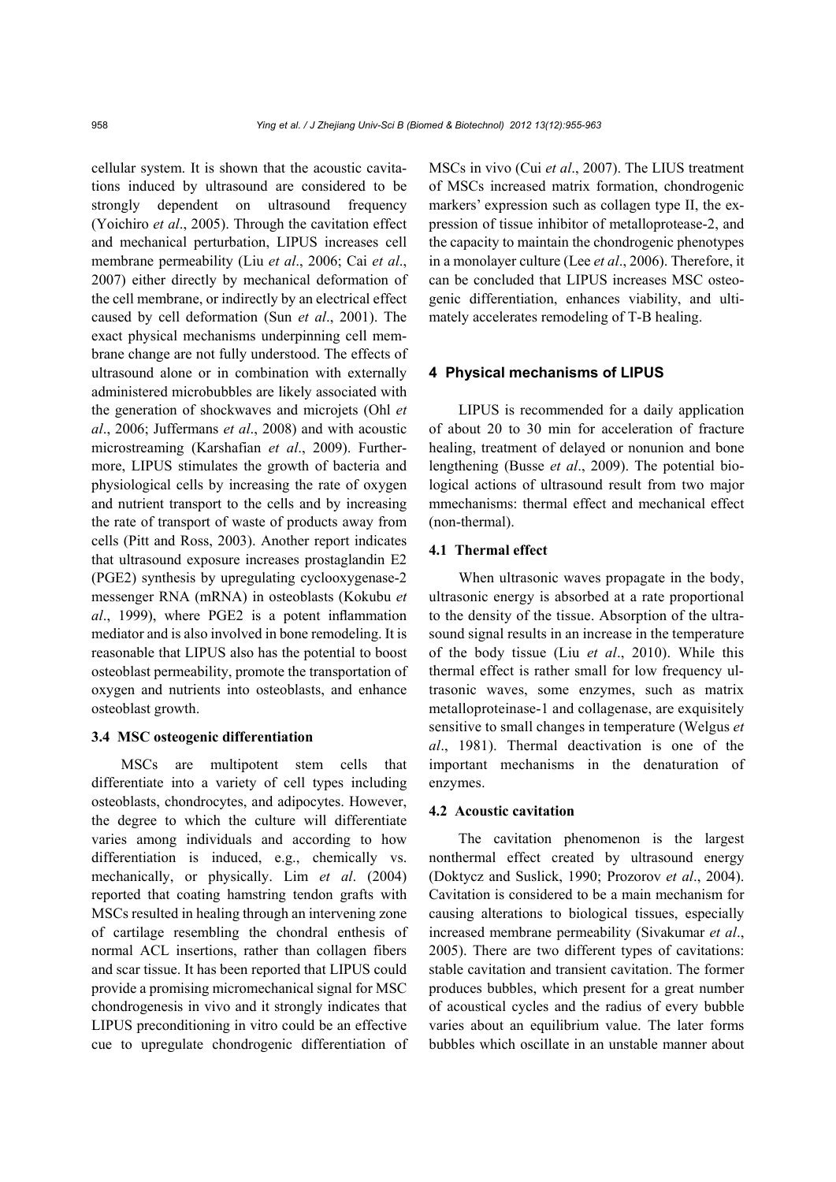cellular system. It is shown that the acoustic cavitations induced by ultrasound are considered to be strongly dependent on ultrasound frequency (Yoichiro *et al*., 2005). Through the cavitation effect and mechanical perturbation, LIPUS increases cell membrane permeability (Liu *et al*., 2006; Cai *et al*., 2007) either directly by mechanical deformation of the cell membrane, or indirectly by an electrical effect caused by cell deformation (Sun *et al*., 2001). The exact physical mechanisms underpinning cell membrane change are not fully understood. The effects of ultrasound alone or in combination with externally administered microbubbles are likely associated with the generation of shockwaves and microjets (Ohl *et al*., 2006; Juffermans *et al*., 2008) and with acoustic microstreaming (Karshafian *et al*., 2009). Furthermore, LIPUS stimulates the growth of bacteria and physiological cells by increasing the rate of oxygen and nutrient transport to the cells and by increasing the rate of transport of waste of products away from cells (Pitt and Ross, 2003). Another report indicates that ultrasound exposure increases prostaglandin E2 (PGE2) synthesis by upregulating cyclooxygenase-2 messenger RNA (mRNA) in osteoblasts (Kokubu *et al*., 1999), where PGE2 is a potent inflammation mediator and is also involved in bone remodeling. It is reasonable that LIPUS also has the potential to boost osteoblast permeability, promote the transportation of oxygen and nutrients into osteoblasts, and enhance osteoblast growth.

### 3.4 MSC osteogenic differentiation

MSCs are multipotent stem cells that differentiate into a variety of cell types including osteoblasts, chondrocytes, and adipocytes. However, the degree to which the culture will differentiate varies among individuals and according to how differentiation is induced, e.g., chemically vs. mechanically, or physically. Lim *et al*. (2004) reported that coating hamstring tendon grafts with MSCs resulted in healing through an intervening zone of cartilage resembling the chondral enthesis of normal ACL insertions, rather than collagen fibers and scar tissue. It has been reported that LIPUS could provide a promising micromechanical signal for MSC chondrogenesis in vivo and it strongly indicates that LIPUS preconditioning in vitro could be an effective cue to upregulate chondrogenic differentiation of MSCs in vivo (Cui *et al*., 2007). The LIUS treatment of MSCs increased matrix formation, chondrogenic markers' expression such as collagen type II, the expression of tissue inhibitor of metalloprotease-2, and the capacity to maintain the chondrogenic phenotypes in a monolayer culture (Lee *et al*., 2006). Therefore, it can be concluded that LIPUS increases MSC osteogenic differentiation, enhances viability, and ultimately accelerates remodeling of T-B healing.

## 4 Physical mechanisms of LIPUS

LIPUS is recommended for a daily application of about 20 to 30 min for acceleration of fracture healing, treatment of delayed or nonunion and bone lengthening (Busse *et al*., 2009). The potential biological actions of ultrasound result from two major mmechanisms: thermal effect and mechanical effect (non-thermal).

### 4.1 Thermal effect

When ultrasonic waves propagate in the body, ultrasonic energy is absorbed at a rate proportional to the density of the tissue. Absorption of the ultrasound signal results in an increase in the temperature of the body tissue (Liu *et al*., 2010). While this thermal effect is rather small for low frequency ultrasonic waves, some enzymes, such as matrix metalloproteinase-1 and collagenase, are exquisitely sensitive to small changes in temperature (Welgus *et al*., 1981). Thermal deactivation is one of the important mechanisms in the denaturation of enzymes.

### 4.2 Acoustic cavitation

The cavitation phenomenon is the largest nonthermal effect created by ultrasound energy (Doktycz and Suslick, 1990; Prozorov *et al*., 2004). Cavitation is considered to be a main mechanism for causing alterations to biological tissues, especially increased membrane permeability (Sivakumar *et al*., 2005). There are two different types of cavitations: stable cavitation and transient cavitation. The former produces bubbles, which present for a great number of acoustical cycles and the radius of every bubble varies about an equilibrium value. The later forms bubbles which oscillate in an unstable manner about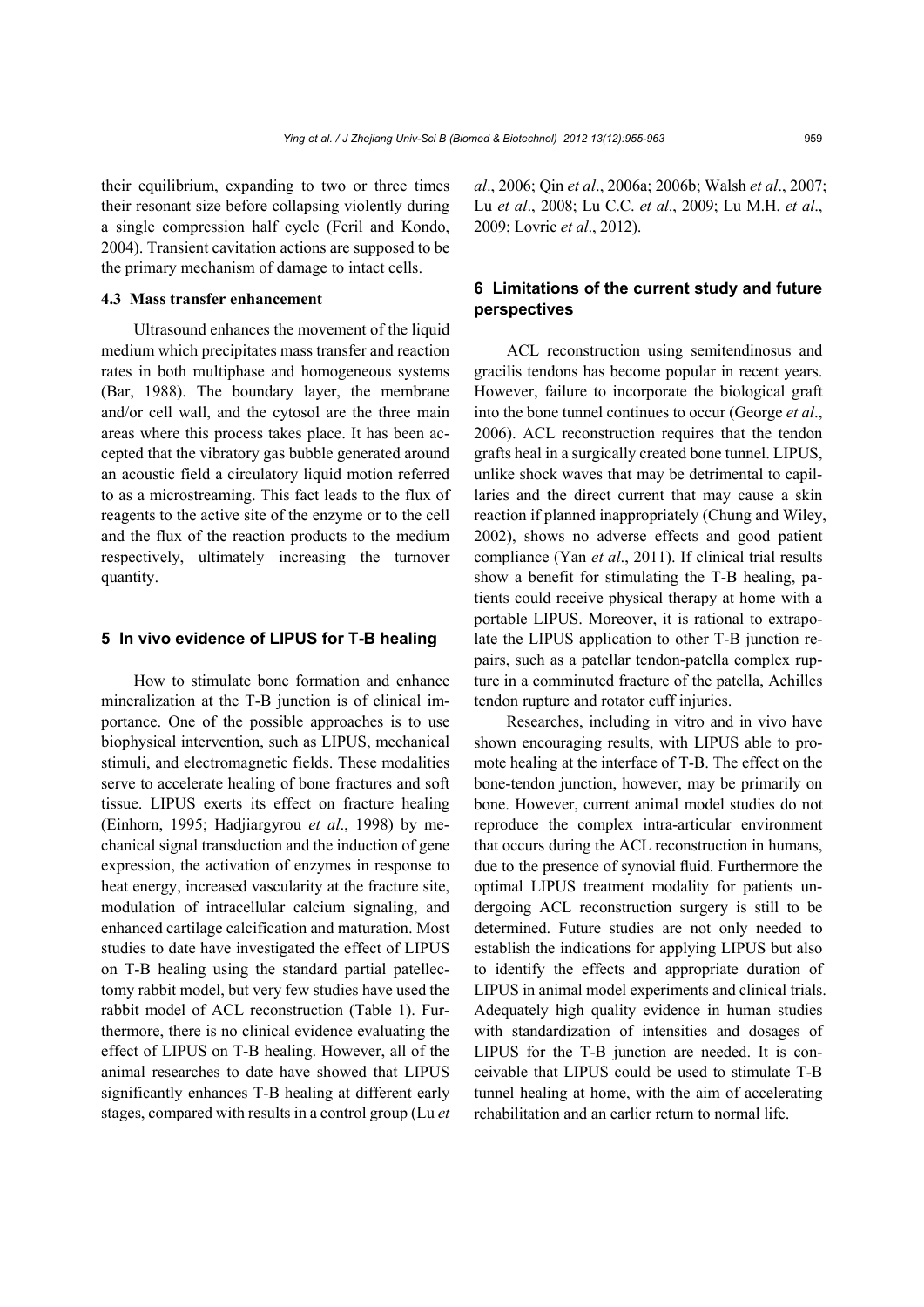their equilibrium, expanding to two or three times their resonant size before collapsing violently during a single compression half cycle (Feril and Kondo, 2004). Transient cavitation actions are supposed to be the primary mechanism of damage to intact cells.

### 4.3 Mass transfer enhancement

Ultrasound enhances the movement of the liquid medium which precipitates mass transfer and reaction rates in both multiphase and homogeneous systems (Bar, 1988). The boundary layer, the membrane and/or cell wall, and the cytosol are the three main areas where this process takes place. It has been accepted that the vibratory gas bubble generated around an acoustic field a circulatory liquid motion referred to as a microstreaming. This fact leads to the flux of reagents to the active site of the enzyme or to the cell and the flux of the reaction products to the medium respectively, ultimately increasing the turnover quantity.

## 5 In vivo evidence of LIPUS for T-B healing

How to stimulate bone formation and enhance mineralization at the T-B junction is of clinical importance. One of the possible approaches is to use biophysical intervention, such as LIPUS, mechanical stimuli, and electromagnetic fields. These modalities serve to accelerate healing of bone fractures and soft tissue. LIPUS exerts its effect on fracture healing (Einhorn, 1995; Hadjiargyrou *et al*., 1998) by mechanical signal transduction and the induction of gene expression, the activation of enzymes in response to heat energy, increased vascularity at the fracture site, modulation of intracellular calcium signaling, and enhanced cartilage calcification and maturation. Most studies to date have investigated the effect of LIPUS on T-B healing using the standard partial patellectomy rabbit model, but very few studies have used the rabbit model of ACL reconstruction (Table 1). Furthermore, there is no clinical evidence evaluating the effect of LIPUS on T-B healing. However, all of the animal researches to date have showed that LIPUS significantly enhances T-B healing at different early stages, compared with results in a control group (Lu *et al*., 2006; Qin *et al*., 2006a; 2006b; Walsh *et al*., 2007; Lu *et al*., 2008; Lu C.C. *et al*., 2009; Lu M.H. *et al*., 2009; Lovric *et al*., 2012).

## 6 Limitations of the current study and future perspectives

ACL reconstruction using semitendinosus and gracilis tendons has become popular in recent years. However, failure to incorporate the biological graft into the bone tunnel continues to occur (George *et al*., 2006). ACL reconstruction requires that the tendon grafts heal in a surgically created bone tunnel. LIPUS, unlike shock waves that may be detrimental to capillaries and the direct current that may cause a skin reaction if planned inappropriately (Chung and Wiley, 2002), shows no adverse effects and good patient compliance (Yan *et al*., 2011). If clinical trial results show a benefit for stimulating the T-B healing, patients could receive physical therapy at home with a portable LIPUS. Moreover, it is rational to extrapolate the LIPUS application to other T-B junction repairs, such as a patellar tendon-patella complex rupture in a comminuted fracture of the patella, Achilles tendon rupture and rotator cuff injuries.

Researches, including in vitro and in vivo have shown encouraging results, with LIPUS able to promote healing at the interface of T-B. The effect on the bone-tendon junction, however, may be primarily on bone. However, current animal model studies do not reproduce the complex intra-articular environment that occurs during the ACL reconstruction in humans, due to the presence of synovial fluid. Furthermore the optimal LIPUS treatment modality for patients undergoing ACL reconstruction surgery is still to be determined. Future studies are not only needed to establish the indications for applying LIPUS but also to identify the effects and appropriate duration of LIPUS in animal model experiments and clinical trials. Adequately high quality evidence in human studies with standardization of intensities and dosages of LIPUS for the T-B junction are needed. It is conceivable that LIPUS could be used to stimulate T-B tunnel healing at home, with the aim of accelerating rehabilitation and an earlier return to normal life.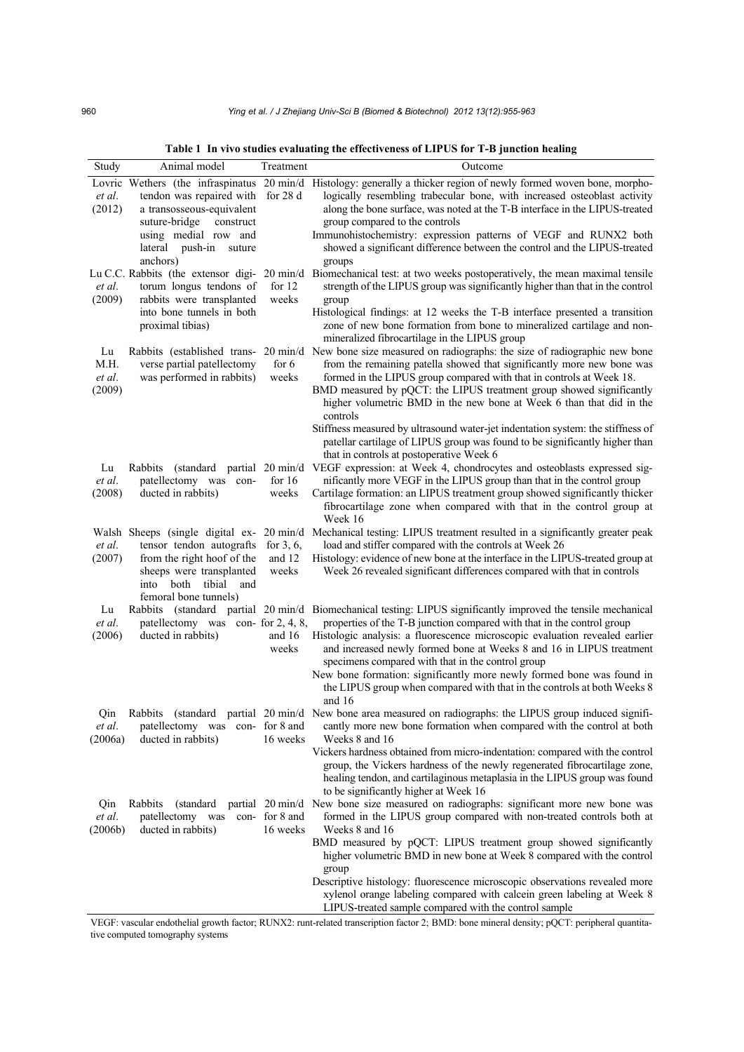**Table 1 In vivo studies evaluating the effectiveness of LIPUS for T-B junction healing**

| Study | Animal model | Treatment | Outcome |
|---|---|---|---|
| Lovric *et al*. (2012) | Wethers (the infraspinatus tendon was repaired with a transosseous-equivalent suture-bridge construct using medial row and lateral push-in suture anchors) | 20 min/d for 28 d | Histology: generally a thicker region of newly formed woven bone, morphologically resembling trabecular bone, with increased osteoblast activity along the bone surface, was noted at the T-B interface in the LIPUS-treated group compared to the controls<br>Immunohistochemistry: expression patterns of VEGF and RUNX2 both showed a significant difference between the control and the LIPUS-treated groups |
| Lu C.C. *et al*. (2009) | Rabbits (the extensor digitorum longus tendons of rabbits were transplanted into bone tunnels in both proximal tibias) | 20 min/d for 12 weeks | Biomechanical test: at two weeks postoperatively, the mean maximal tensile strength of the LIPUS group was significantly higher than that in the control group<br>Histological findings: at 12 weeks the T-B interface presented a transition zone of new bone formation from bone to mineralized cartilage and non-mineralized fibrocartilage in the LIPUS group |
| Lu M.H. *et al*. (2009) | Rabbits (established transverse partial patellectomy was performed in rabbits) | 20 min/d for 6 weeks | New bone size measured on radiographs: the size of radiographic new bone from the remaining patella showed that significantly more new bone was formed in the LIPUS group compared with that in controls at Week 18.<br>BMD measured by pQCT: the LIPUS treatment group showed significantly higher volumetric BMD in the new bone at Week 6 than that did in the controls<br>Stiffness measured by ultrasound water-jet indentation system: the stiffness of patellar cartilage of LIPUS group was found to be significantly higher than that in controls at postoperative Week 6 |
| Lu *et al*. (2008) | Rabbits (standard partial patellectomy was conducted in rabbits) | 20 min/d for 16 weeks | VEGF expression: at Week 4, chondrocytes and osteoblasts expressed significantly more VEGF in the LIPUS group than that in the control group<br>Cartilage formation: an LIPUS treatment group showed significantly thicker fibrocartilage zone when compared with that in the control group at Week 16 |
| Walsh *et al*. (2007) | Sheeps (single digital extensor tendon autografts from the right hoof of the sheeps were transplanted into both tibial and femoral bone tunnels) | 20 min/d for 3, 6, and 12 weeks | Mechanical testing: LIPUS treatment resulted in a significantly greater peak load and stiffer compared with the controls at Week 26<br>Histology: evidence of new bone at the interface in the LIPUS-treated group at Week 26 revealed significant differences compared with that in controls |
| Lu *et al*. (2006) | Rabbits (standard partial patellectomy was conducted in rabbits) | 20 min/d for 2, 4, 8, and 16 weeks | Biomechanical testing: LIPUS significantly improved the tensile mechanical properties of the T-B junction compared with that in the control group<br>Histologic analysis: a fluorescence microscopic evaluation revealed earlier and increased newly formed bone at Weeks 8 and 16 in LIPUS treatment specimens compared with that in the control group<br>New bone formation: significantly more newly formed bone was found in the LIPUS group when compared with that in the controls at both Weeks 8 and 16 |
| Qin *et al*. (2006a) | Rabbits (standard partial patellectomy was conducted in rabbits) | 20 min/d for 8 and 16 weeks | New bone area measured on radiographs: the LIPUS group induced significantly more new bone formation when compared with the control at both Weeks 8 and 16<br>Vickers hardness obtained from micro-indentation: compared with the control group, the Vickers hardness of the newly regenerated fibrocartilage zone, healing tendon, and cartilaginous metaplasia in the LIPUS group was found to be significantly higher at Week 16 |
| Qin *et al*. (2006b) | Rabbits (standard partial patellectomy was conducted in rabbits) | 20 min/d for 8 and 16 weeks | New bone size measured on radiographs: significant more new bone was formed in the LIPUS group compared with non-treated controls both at Weeks 8 and 16<br>BMD measured by pQCT: LIPUS treatment group showed significantly higher volumetric BMD in new bone at Week 8 compared with the control group<br>Descriptive histology: fluorescence microscopic observations revealed more xylenol orange labeling compared with calcein green labeling at Week 8 LIPUS-treated sample compared with the control sample |

VEGF: vascular endothelial growth factor; RUNX2: runt-related transcription factor 2; BMD: bone mineral density; pQCT: peripheral quantitative computed tomography systems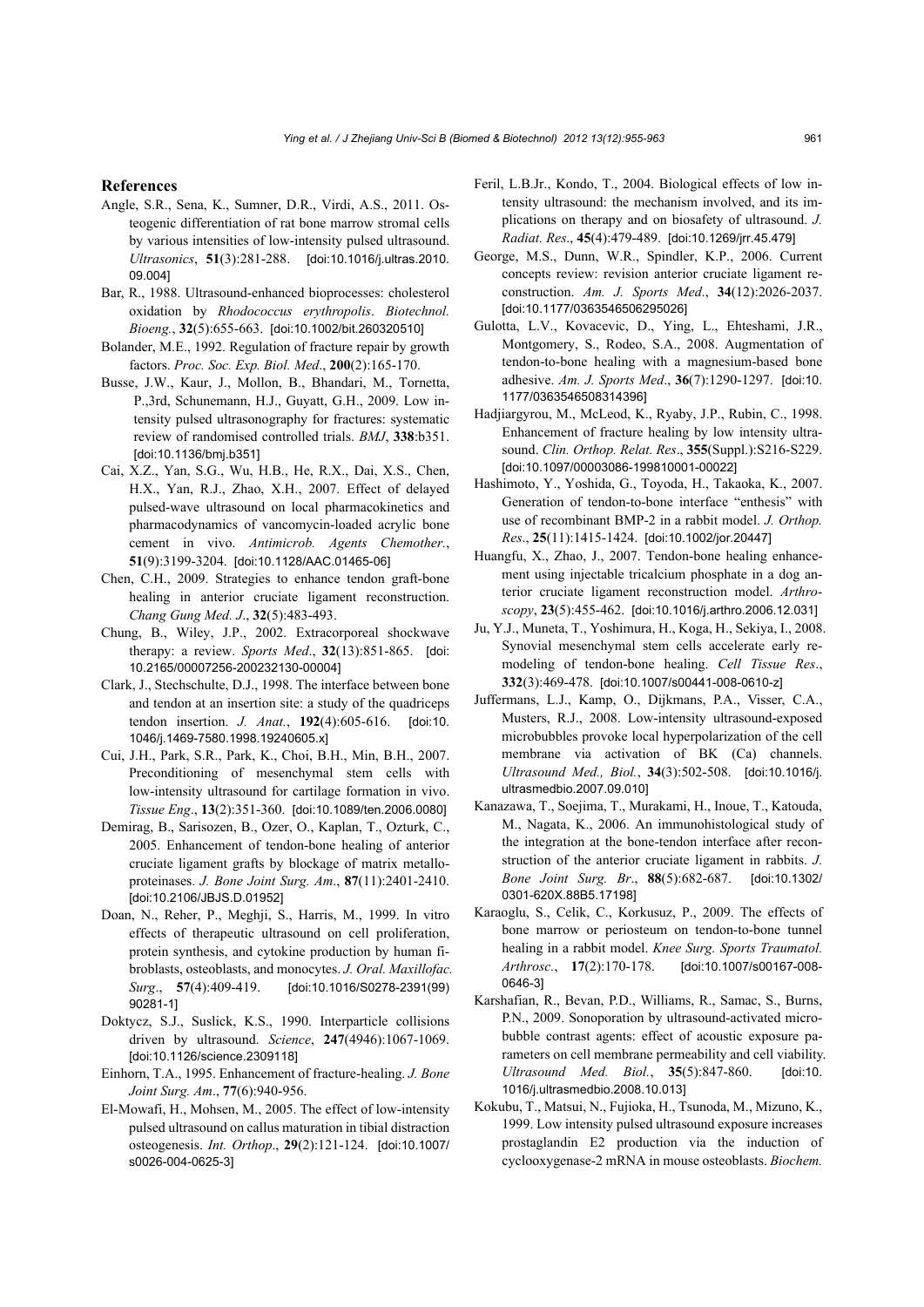## References

Angle, S.R., Sena, K., Sumner, D.R., Virdi, A.S., 2011. Osteogenic differentiation of rat bone marrow stromal cells by various intensities of low-intensity pulsed ultrasound. *Ultrasonics*, **51**(3):281-288. [doi:10.1016/j.ultras.2010.09.004]

Bar, R., 1988. Ultrasound-enhanced bioprocesses: cholesterol oxidation by *Rhodococcus erythropolis*. *Biotechnol. Bioeng.*, **32**(5):655-663. [doi:10.1002/bit.260320510]

Bolander, M.E., 1992. Regulation of fracture repair by growth factors. *Proc. Soc. Exp. Biol. Med*., **200**(2):165-170.

Busse, J.W., Kaur, J., Mollon, B., Bhandari, M., Tornetta, P.,3rd, Schunemann, H.J., Guyatt, G.H., 2009. Low intensity pulsed ultrasonography for fractures: systematic review of randomised controlled trials. *BMJ*, **338**:b351. [doi:10.1136/bmj.b351]

Cai, X.Z., Yan, S.G., Wu, H.B., He, R.X., Dai, X.S., Chen, H.X., Yan, R.J., Zhao, X.H., 2007. Effect of delayed pulsed-wave ultrasound on local pharmacokinetics and pharmacodynamics of vancomycin-loaded acrylic bone cement in vivo. *Antimicrob. Agents Chemother.*, **51**(9):3199-3204. [doi:10.1128/AAC.01465-06]

Chen, C.H., 2009. Strategies to enhance tendon graft-bone healing in anterior cruciate ligament reconstruction. *Chang Gung Med. J*., **32**(5):483-493.

Chung, B., Wiley, J.P., 2002. Extracorporeal shockwave therapy: a review. *Sports Med*., **32**(13):851-865. [doi:10.2165/00007256-200232130-00004]

Clark, J., Stechschulte, D.J., 1998. The interface between bone and tendon at an insertion site: a study of the quadriceps tendon insertion. *J. Anat.*, **192**(4):605-616. [doi:10.1046/j.1469-7580.1998.19240605.x]

Cui, J.H., Park, S.R., Park, K., Choi, B.H., Min, B.H., 2007. Preconditioning of mesenchymal stem cells with low-intensity ultrasound for cartilage formation in vivo. *Tissue Eng*., **13**(2):351-360. [doi:10.1089/ten.2006.0080]

Demirag, B., Sarisozen, B., Ozer, O., Kaplan, T., Ozturk, C., 2005. Enhancement of tendon-bone healing of anterior cruciate ligament grafts by blockage of matrix metalloproteinases. *J. Bone Joint Surg. Am*., **87**(11):2401-2410. [doi:10.2106/JBJS.D.01952]

Doan, N., Reher, P., Meghji, S., Harris, M., 1999. In vitro effects of therapeutic ultrasound on cell proliferation, protein synthesis, and cytokine production by human fibroblasts, osteoblasts, and monocytes. *J. Oral. Maxillofac. Surg*., **57**(4):409-419. [doi:10.1016/S0278-2391(99)90281-1]

Doktycz, S.J., Suslick, K.S., 1990. Interparticle collisions driven by ultrasound. *Science*, **247**(4946):1067-1069. [doi:10.1126/science.2309118]

Einhorn, T.A., 1995. Enhancement of fracture-healing. *J. Bone Joint Surg. Am*., **77**(6):940-956.

El-Mowafi, H., Mohsen, M., 2005. The effect of low-intensity pulsed ultrasound on callus maturation in tibial distraction osteogenesis. *Int. Orthop*., **29**(2):121-124. [doi:10.1007/s0026-004-0625-3]

Feril, L.B.Jr., Kondo, T., 2004. Biological effects of low intensity ultrasound: the mechanism involved, and its implications on therapy and on biosafety of ultrasound. *J. Radiat. Res*., **45**(4):479-489. [doi:10.1269/jrr.45.479]

George, M.S., Dunn, W.R., Spindler, K.P., 2006. Current concepts review: revision anterior cruciate ligament reconstruction. *Am. J. Sports Med*., **34**(12):2026-2037. [doi:10.1177/0363546506295026]

Gulotta, L.V., Kovacevic, D., Ying, L., Ehteshami, J.R., Montgomery, S., Rodeo, S.A., 2008. Augmentation of tendon-to-bone healing with a magnesium-based bone adhesive. *Am. J. Sports Med*., **36**(7):1290-1297. [doi:10.1177/0363546508314396]

Hadjiargyrou, M., McLeod, K., Ryaby, J.P., Rubin, C., 1998. Enhancement of fracture healing by low intensity ultrasound. *Clin. Orthop. Relat. Res*., **355**(Suppl.):S216-S229. [doi:10.1097/00003086-199810001-00022]

Hashimoto, Y., Yoshida, G., Toyoda, H., Takaoka, K., 2007. Generation of tendon-to-bone interface "enthesis" with use of recombinant BMP-2 in a rabbit model. *J. Orthop. Res*., **25**(11):1415-1424. [doi:10.1002/jor.20447]

Huangfu, X., Zhao, J., 2007. Tendon-bone healing enhancement using injectable tricalcium phosphate in a dog anterior cruciate ligament reconstruction model. *Arthroscopy*, **23**(5):455-462. [doi:10.1016/j.arthro.2006.12.031]

Ju, Y.J., Muneta, T., Yoshimura, H., Koga, H., Sekiya, I., 2008. Synovial mesenchymal stem cells accelerate early remodeling of tendon-bone healing. *Cell Tissue Res*., **332**(3):469-478. [doi:10.1007/s00441-008-0610-z]

Juffermans, L.J., Kamp, O., Dijkmans, P.A., Visser, C.A., Musters, R.J., 2008. Low-intensity ultrasound-exposed microbubbles provoke local hyperpolarization of the cell membrane via activation of BK (Ca) channels. *Ultrasound Med., Biol.*, **34**(3):502-508. [doi:10.1016/j.ultrasmedbio.2007.09.010]

Kanazawa, T., Soejima, T., Murakami, H., Inoue, T., Katouda, M., Nagata, K., 2006. An immunohistological study of the integration at the bone-tendon interface after reconstruction of the anterior cruciate ligament in rabbits. *J. Bone Joint Surg. Br*., **88**(5):682-687. [doi:10.1302/0301-620X.88B5.17198]

Karaoglu, S., Celik, C., Korkusuz, P., 2009. The effects of bone marrow or periosteum on tendon-to-bone tunnel healing in a rabbit model. *Knee Surg. Sports Traumatol. Arthrosc.*, **17**(2):170-178. [doi:10.1007/s00167-008-0646-3]

Karshafian, R., Bevan, P.D., Williams, R., Samac, S., Burns, P.N., 2009. Sonoporation by ultrasound-activated microbubble contrast agents: effect of acoustic exposure parameters on cell membrane permeability and cell viability. *Ultrasound Med. Biol.*, **35**(5):847-860. [doi:10.1016/j.ultrasmedbio.2008.10.013]

Kokubu, T., Matsui, N., Fujioka, H., Tsunoda, M., Mizuno, K., 1999. Low intensity pulsed ultrasound exposure increases prostaglandin E2 production via the induction of cyclooxygenase-2 mRNA in mouse osteoblasts. *Biochem.*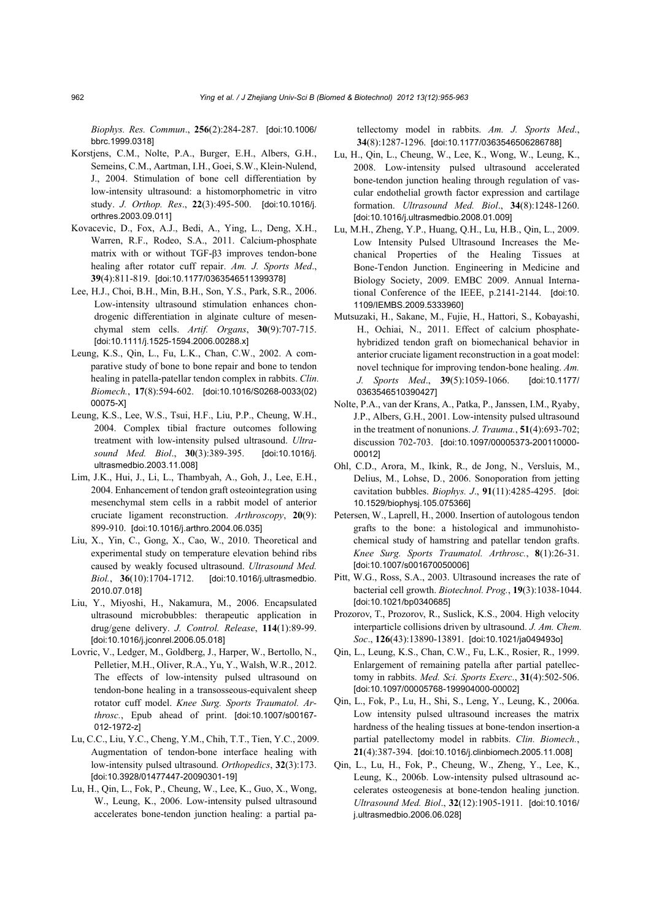*Biophys. Res. Commun*., **256**(2):284-287. [doi:10.1006/bbrc.1999.0318]

Korstjens, C.M., Nolte, P.A., Burger, E.H., Albers, G.H., Semeins, C.M., Aartman, I.H., Goei, S.W., Klein-Nulend, J., 2004. Stimulation of bone cell differentiation by low-intensity ultrasound: a histomorphometric in vitro study. *J. Orthop. Res*., **22**(3):495-500. [doi:10.1016/j.orthres.2003.09.011]

Kovacevic, D., Fox, A.J., Bedi, A., Ying, L., Deng, X.H., Warren, R.F., Rodeo, S.A., 2011. Calcium-phosphate matrix with or without TGF-β3 improves tendon-bone healing after rotator cuff repair. *Am. J. Sports Med*., **39**(4):811-819. [doi:10.1177/0363546511399378]

Lee, H.J., Choi, B.H., Min, B.H., Son, Y.S., Park, S.R., 2006. Low-intensity ultrasound stimulation enhances chondrogenic differentiation in alginate culture of mesenchymal stem cells. *Artif. Organs*, **30**(9):707-715. [doi:10.1111/j.1525-1594.2006.00288.x]

Leung, K.S., Qin, L., Fu, L.K., Chan, C.W., 2002. A comparative study of bone to bone repair and bone to tendon healing in patella-patellar tendon complex in rabbits. *Clin. Biomech.*, **17**(8):594-602. [doi:10.1016/S0268-0033(02)00075-X]

Leung, K.S., Lee, W.S., Tsui, H.F., Liu, P.P., Cheung, W.H., 2004. Complex tibial fracture outcomes following treatment with low-intensity pulsed ultrasound. *Ultrasound Med. Biol*., **30**(3):389-395. [doi:10.1016/j.ultrasmedbio.2003.11.008]

Lim, J.K., Hui, J., Li, L., Thambyah, A., Goh, J., Lee, E.H., 2004. Enhancement of tendon graft osteointegration using mesenchymal stem cells in a rabbit model of anterior cruciate ligament reconstruction. *Arthroscopy*, **20**(9):899-910. [doi:10.1016/j.arthro.2004.06.035]

Liu, X., Yin, C., Gong, X., Cao, W., 2010. Theoretical and experimental study on temperature elevation behind ribs caused by weakly focused ultrasound. *Ultrasound Med. Biol.*, **36**(10):1704-1712. [doi:10.1016/j.ultrasmedbio.2010.07.018]

Liu, Y., Miyoshi, H., Nakamura, M., 2006. Encapsulated ultrasound microbubbles: therapeutic application in drug/gene delivery. *J. Control. Release*, **114**(1):89-99. [doi:10.1016/j.jconrel.2006.05.018]

Lovric, V., Ledger, M., Goldberg, J., Harper, W., Bertollo, N., Pelletier, M.H., Oliver, R.A., Yu, Y., Walsh, W.R., 2012. The effects of low-intensity pulsed ultrasound on tendon-bone healing in a transosseous-equivalent sheep rotator cuff model. *Knee Surg. Sports Traumatol. Arthrosc.*, Epub ahead of print. [doi:10.1007/s00167-012-1972-z]

Lu, C.C., Liu, Y.C., Cheng, Y.M., Chih, T.T., Tien, Y.C., 2009. Augmentation of tendon-bone interface healing with low-intensity pulsed ultrasound. *Orthopedics*, **32**(3):173. [doi:10.3928/01477447-20090301-19]

Lu, H., Qin, L., Fok, P., Cheung, W., Lee, K., Guo, X., Wong, W., Leung, K., 2006. Low-intensity pulsed ultrasound accelerates bone-tendon junction healing: a partial patellectomy model in rabbits. *Am. J. Sports Med*., **34**(8):1287-1296. [doi:10.1177/0363546506286788]

Lu, H., Qin, L., Cheung, W., Lee, K., Wong, W., Leung, K., 2008. Low-intensity pulsed ultrasound accelerated bone-tendon junction healing through regulation of vascular endothelial growth factor expression and cartilage formation. *Ultrasound Med. Biol*., **34**(8):1248-1260. [doi:10.1016/j.ultrasmedbio.2008.01.009]

Lu, M.H., Zheng, Y.P., Huang, Q.H., Lu, H.B., Qin, L., 2009. Low Intensity Pulsed Ultrasound Increases the Mechanical Properties of the Healing Tissues at Bone-Tendon Junction. Engineering in Medicine and Biology Society, 2009. EMBC 2009. Annual International Conference of the IEEE, p.2141-2144. [doi:10.1109/IEMBS.2009.5333960]

Mutsuzaki, H., Sakane, M., Fujie, H., Hattori, S., Kobayashi, H., Ochiai, N., 2011. Effect of calcium phosphate-hybridized tendon graft on biomechanical behavior in anterior cruciate ligament reconstruction in a goat model: novel technique for improving tendon-bone healing. *Am. J. Sports Med*., **39**(5):1059-1066. [doi:10.1177/0363546510390427]

Nolte, P.A., van der Krans, A., Patka, P., Janssen, I.M., Ryaby, J.P., Albers, G.H., 2001. Low-intensity pulsed ultrasound in the treatment of nonunions. *J. Trauma.*, **51**(4):693-702; discussion 702-703. [doi:10.1097/00005373-200110000-00012]

Ohl, C.D., Arora, M., Ikink, R., de Jong, N., Versluis, M., Delius, M., Lohse, D., 2006. Sonoporation from jetting cavitation bubbles. *Biophys. J*., **91**(11):4285-4295. [doi:10.1529/biophysj.105.075366]

Petersen, W., Laprell, H., 2000. Insertion of autologous tendon grafts to the bone: a histological and immunohistochemical study of hamstring and patellar tendon grafts. *Knee Surg. Sports Traumatol. Arthrosc.*, **8**(1):26-31. [doi:10.1007/s001670050006]

Pitt, W.G., Ross, S.A., 2003. Ultrasound increases the rate of bacterial cell growth. *Biotechnol. Prog.*, **19**(3):1038-1044. [doi:10.1021/bp0340685]

Prozorov, T., Prozorov, R., Suslick, K.S., 2004. High velocity interparticle collisions driven by ultrasound. *J. Am. Chem. Soc*., **126**(43):13890-13891. [doi:10.1021/ja049493o]

Qin, L., Leung, K.S., Chan, C.W., Fu, L.K., Rosier, R., 1999. Enlargement of remaining patella after partial patellectomy in rabbits. *Med. Sci. Sports Exerc*., **31**(4):502-506. [doi:10.1097/00005768-199904000-00002]

Qin, L., Fok, P., Lu, H., Shi, S., Leng, Y., Leung, K., 2006a. Low intensity pulsed ultrasound increases the matrix hardness of the healing tissues at bone-tendon insertion-a partial patellectomy model in rabbits. *Clin. Biomech.*, **21**(4):387-394. [doi:10.1016/j.clinbiomech.2005.11.008]

Qin, L., Lu, H., Fok, P., Cheung, W., Zheng, Y., Lee, K., Leung, K., 2006b. Low-intensity pulsed ultrasound accelerates osteogenesis at bone-tendon healing junction. *Ultrasound Med. Biol*., **32**(12):1905-1911. [doi:10.1016/j.ultrasmedbio.2006.06.028]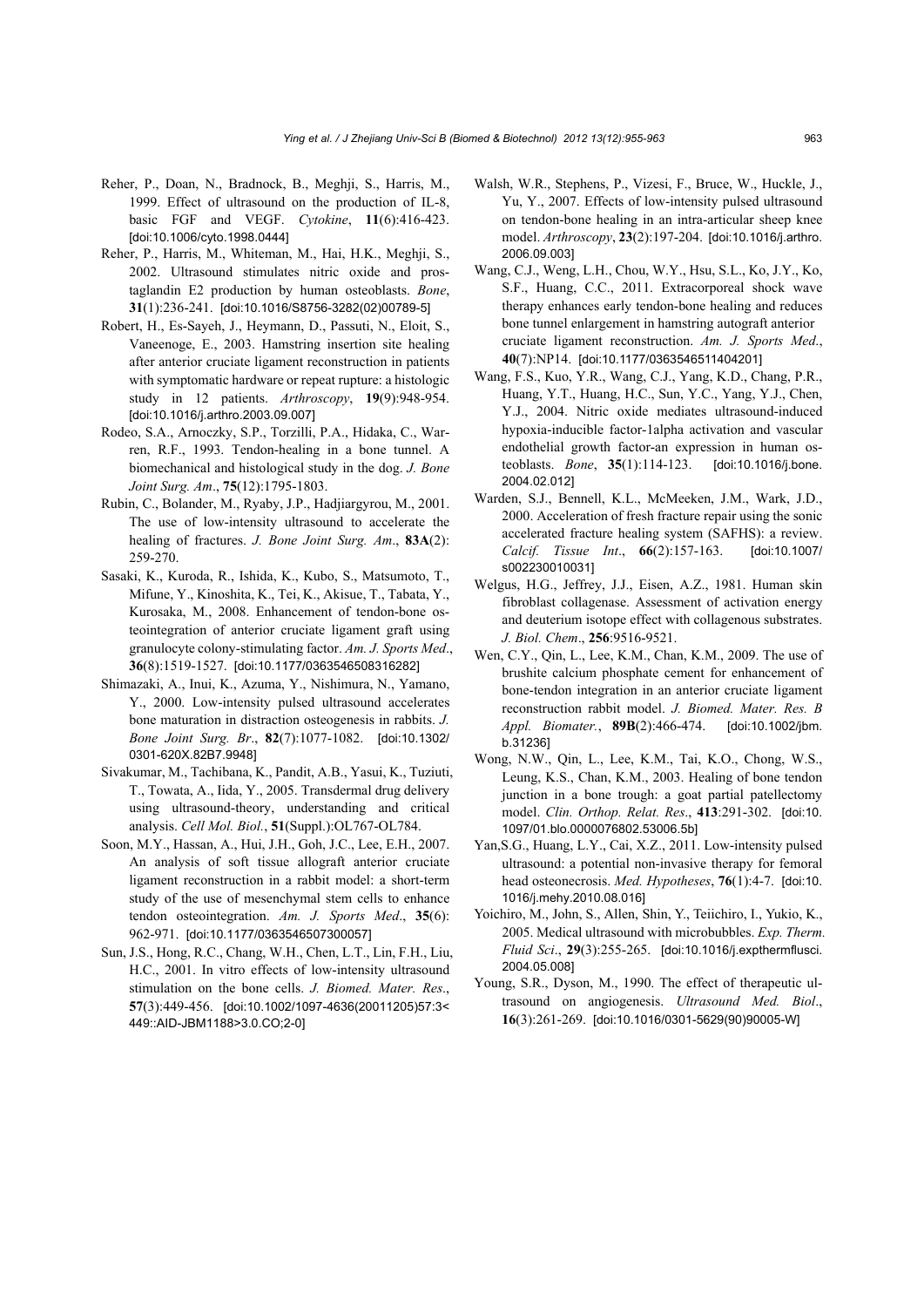Reher, P., Doan, N., Bradnock, B., Meghji, S., Harris, M., 1999. Effect of ultrasound on the production of IL-8, basic FGF and VEGF. *Cytokine*, **11**(6):416-423. [doi:10.1006/cyto.1998.0444]

Reher, P., Harris, M., Whiteman, M., Hai, H.K., Meghji, S., 2002. Ultrasound stimulates nitric oxide and prostaglandin E2 production by human osteoblasts. *Bone*, **31**(1):236-241. [doi:10.1016/S8756-3282(02)00789-5]

Robert, H., Es-Sayeh, J., Heymann, D., Passuti, N., Eloit, S., Vaneenoge, E., 2003. Hamstring insertion site healing after anterior cruciate ligament reconstruction in patients with symptomatic hardware or repeat rupture: a histologic study in 12 patients. *Arthroscopy*, **19**(9):948-954. [doi:10.1016/j.arthro.2003.09.007]

Rodeo, S.A., Arnoczky, S.P., Torzilli, P.A., Hidaka, C., Warren, R.F., 1993. Tendon-healing in a bone tunnel. A biomechanical and histological study in the dog. *J. Bone Joint Surg. Am*., **75**(12):1795-1803.

Rubin, C., Bolander, M., Ryaby, J.P., Hadjiargyrou, M., 2001. The use of low-intensity ultrasound to accelerate the healing of fractures. *J. Bone Joint Surg. Am*., **83A**(2): 259-270.

Sasaki, K., Kuroda, R., Ishida, K., Kubo, S., Matsumoto, T., Mifune, Y., Kinoshita, K., Tei, K., Akisue, T., Tabata, Y., Kurosaka, M., 2008. Enhancement of tendon-bone osteointegration of anterior cruciate ligament graft using granulocyte colony-stimulating factor. *Am. J. Sports Med*., **36**(8):1519-1527. [doi:10.1177/0363546508316282]

Shimazaki, A., Inui, K., Azuma, Y., Nishimura, N., Yamano, Y., 2000. Low-intensity pulsed ultrasound accelerates bone maturation in distraction osteogenesis in rabbits. *J. Bone Joint Surg. Br*., **82**(7):1077-1082. [doi:10.1302/0301-620X.82B7.9948]

Sivakumar, M., Tachibana, K., Pandit, A.B., Yasui, K., Tuziuti, T., Towata, A., Iida, Y., 2005. Transdermal drug delivery using ultrasound-theory, understanding and critical analysis. *Cell Mol. Biol.*, **51**(Suppl.):OL767-OL784.

Soon, M.Y., Hassan, A., Hui, J.H., Goh, J.C., Lee, E.H., 2007. An analysis of soft tissue allograft anterior cruciate ligament reconstruction in a rabbit model: a short-term study of the use of mesenchymal stem cells to enhance tendon osteointegration. *Am. J. Sports Med*., **35**(6): 962-971. [doi:10.1177/0363546507300057]

Sun, J.S., Hong, R.C., Chang, W.H., Chen, L.T., Lin, F.H., Liu, H.C., 2001. In vitro effects of low-intensity ultrasound stimulation on the bone cells. *J. Biomed. Mater. Res*., **57**(3):449-456. [doi:10.1002/1097-4636(20011205)57:3<449::AID-JBM1188>3.0.CO;2-0]

Walsh, W.R., Stephens, P., Vizesi, F., Bruce, W., Huckle, J., Yu, Y., 2007. Effects of low-intensity pulsed ultrasound on tendon-bone healing in an intra-articular sheep knee model. *Arthroscopy*, **23**(2):197-204. [doi:10.1016/j.arthro.2006.09.003]

Wang, C.J., Weng, L.H., Chou, W.Y., Hsu, S.L., Ko, J.Y., Ko, S.F., Huang, C.C., 2011. Extracorporeal shock wave therapy enhances early tendon-bone healing and reduces bone tunnel enlargement in hamstring autograft anterior cruciate ligament reconstruction. *Am. J. Sports Med*., **40**(7):NP14. [doi:10.1177/0363546511404201]

Wang, F.S., Kuo, Y.R., Wang, C.J., Yang, K.D., Chang, P.R., Huang, Y.T., Huang, H.C., Sun, Y.C., Yang, Y.J., Chen, Y.J., 2004. Nitric oxide mediates ultrasound-induced hypoxia-inducible factor-1alpha activation and vascular endothelial growth factor-an expression in human osteoblasts. *Bone*, **35**(1):114-123. [doi:10.1016/j.bone.2004.02.012]

Warden, S.J., Bennell, K.L., McMeeken, J.M., Wark, J.D., 2000. Acceleration of fresh fracture repair using the sonic accelerated fracture healing system (SAFHS): a review. *Calcif. Tissue Int*., **66**(2):157-163. [doi:10.1007/s002230010031]

Welgus, H.G., Jeffrey, J.J., Eisen, A.Z., 1981. Human skin fibroblast collagenase. Assessment of activation energy and deuterium isotope effect with collagenous substrates. *J. Biol. Chem*., **256**:9516-9521.

Wen, C.Y., Qin, L., Lee, K.M., Chan, K.M., 2009. The use of brushite calcium phosphate cement for enhancement of bone-tendon integration in an anterior cruciate ligament reconstruction rabbit model. *J. Biomed. Mater. Res. B Appl. Biomater.*, **89B**(2):466-474. [doi:10.1002/jbm.b.31236]

Wong, N.W., Qin, L., Lee, K.M., Tai, K.O., Chong, W.S., Leung, K.S., Chan, K.M., 2003. Healing of bone tendon junction in a bone trough: a goat partial patellectomy model. *Clin. Orthop. Relat. Res*., **413**:291-302. [doi:10.1097/01.blo.0000076802.53006.5b]

Yan,S.G., Huang, L.Y., Cai, X.Z., 2011. Low-intensity pulsed ultrasound: a potential non-invasive therapy for femoral head osteonecrosis. *Med. Hypotheses*, **76**(1):4-7. [doi:10.1016/j.mehy.2010.08.016]

Yoichiro, M., John, S., Allen, Shin, Y., Teiichiro, I., Yukio, K., 2005. Medical ultrasound with microbubbles. *Exp. Therm. Fluid Sci*., **29**(3):255-265. [doi:10.1016/j.expthermflusci.2004.05.008]

Young, S.R., Dyson, M., 1990. The effect of therapeutic ultrasound on angiogenesis. *Ultrasound Med. Biol*., **16**(3):261-269. [doi:10.1016/0301-5629(90)90005-W]